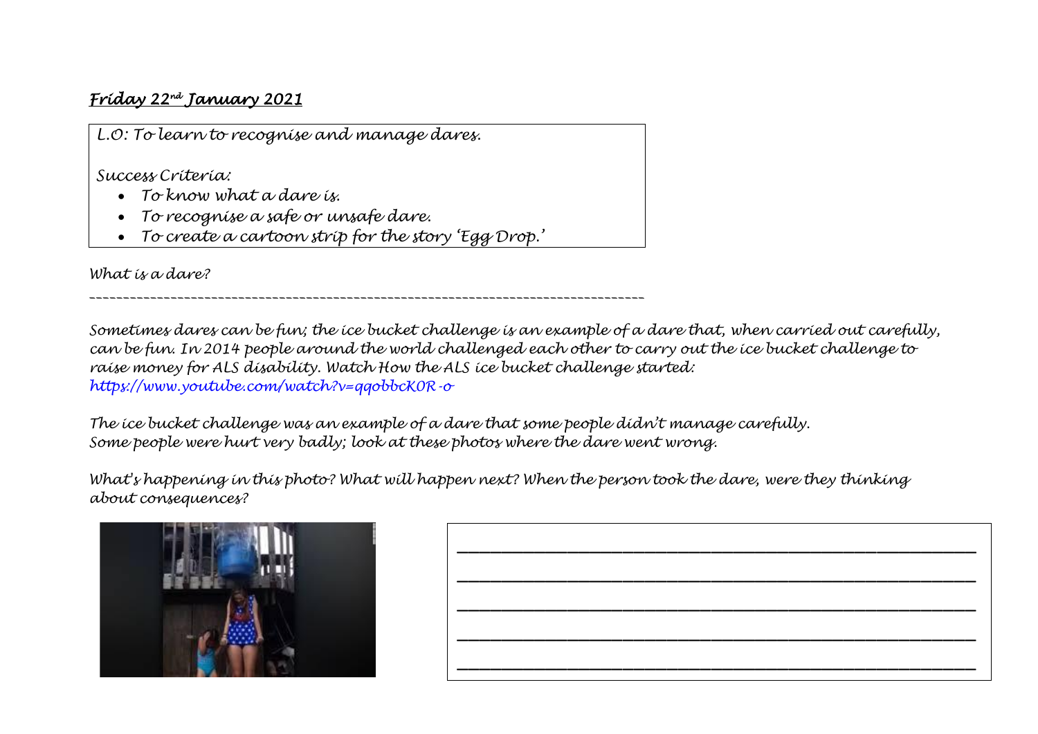***Friday 22nd January 2021***

*L.O: To learn to recognise and manage dares.*

*Success Criteria:*

- *To know what a dare is.*
- *To recognise a safe or unsafe dare.*
- *To create a cartoon strip for the story 'Egg Drop.'*

*What is a dare?*

___________________________________________________________________________________

*Sometimes dares can be fun; the ice bucket challenge is an example of a dare that, when carried out carefully, can be fun. In 2014 people around the world challenged each other to carry out the ice bucket challenge to raise money for ALS disability. Watch How the ALS ice bucket challenge started:*
*https://www.youtube.com/watch?v=qqobbcK0R-o*

*The ice bucket challenge was an example of a dare that some people didn't manage carefully. Some people were hurt very badly; look at these photos where the dare went wrong.*

*What's happening in this photo? What will happen next? When the person took the dare, were they thinking about consequences?*

_______________________________________________________________

_______________________________________________________________

_______________________________________________________________

_______________________________________________________________

_______________________________________________________________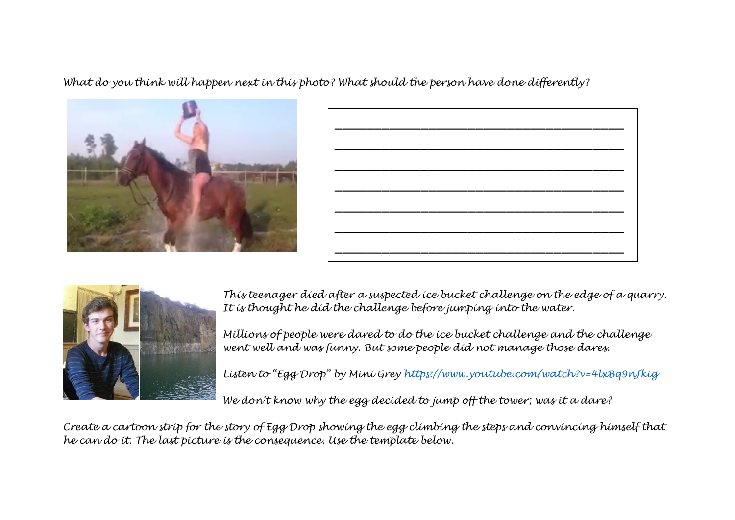*What do you think will happen next in this photo? What should the person have done differently?*

\_\_\_\_\_\_\_\_\_\_\_\_\_\_\_\_\_\_\_\_\_\_\_\_\_\_\_\_\_\_\_\_\_\_\_\_\_\_\_\_\_\_\_\_

\_\_\_\_\_\_\_\_\_\_\_\_\_\_\_\_\_\_\_\_\_\_\_\_\_\_\_\_\_\_\_\_\_\_\_\_\_\_\_\_\_\_\_\_

\_\_\_\_\_\_\_\_\_\_\_\_\_\_\_\_\_\_\_\_\_\_\_\_\_\_\_\_\_\_\_\_\_\_\_\_\_\_\_\_\_\_\_\_

\_\_\_\_\_\_\_\_\_\_\_\_\_\_\_\_\_\_\_\_\_\_\_\_\_\_\_\_\_\_\_\_\_\_\_\_\_\_\_\_\_\_\_\_

\_\_\_\_\_\_\_\_\_\_\_\_\_\_\_\_\_\_\_\_\_\_\_\_\_\_\_\_\_\_\_\_\_\_\_\_\_\_\_\_\_\_\_\_

\_\_\_\_\_\_\_\_\_\_\_\_\_\_\_\_\_\_\_\_\_\_\_\_\_\_\_\_\_\_\_\_\_\_\_\_\_\_\_\_\_\_\_\_

\_\_\_\_\_\_\_\_\_\_\_\_\_\_\_\_\_\_\_\_\_\_\_\_\_\_\_\_\_\_\_\_\_\_\_\_\_\_\_\_\_\_\_\_

*This teenager died after a suspected ice bucket challenge on the edge of a quarry. It is thought he did the challenge before jumping into the water.*

*Millions of people were dared to do the ice bucket challenge and the challenge went well and was funny. But some people did not manage those dares.*

*Listen to "Egg Drop" by Mini Grey [https://www.youtube.com/watch?v=4lxBq9nJkig](https://www.youtube.com/watch?v=4lxBq9nJkig)*

*We don't know why the egg decided to jump off the tower; was it a dare?*

*Create a cartoon strip for the story of Egg Drop showing the egg climbing the steps and convincing himself that he can do it. The last picture is the consequence. Use the template below.*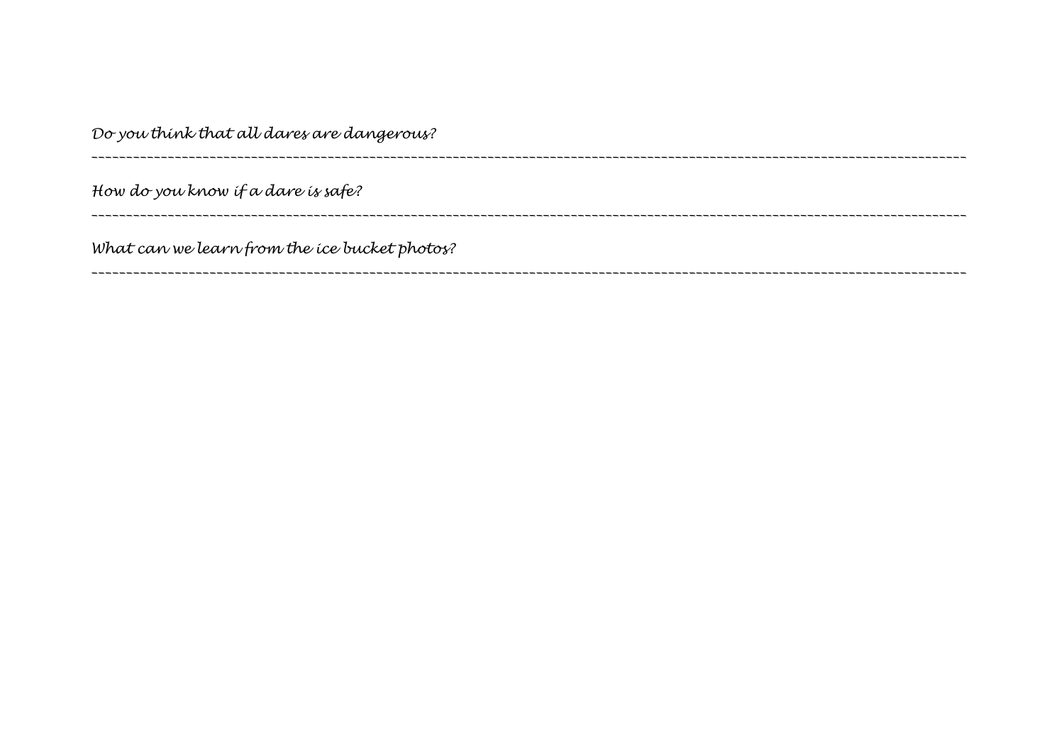*Do you think that all dares are dangerous?*

---

*How do you know if a dare is safe?*

---

*What can we learn from the ice bucket photos?*

---